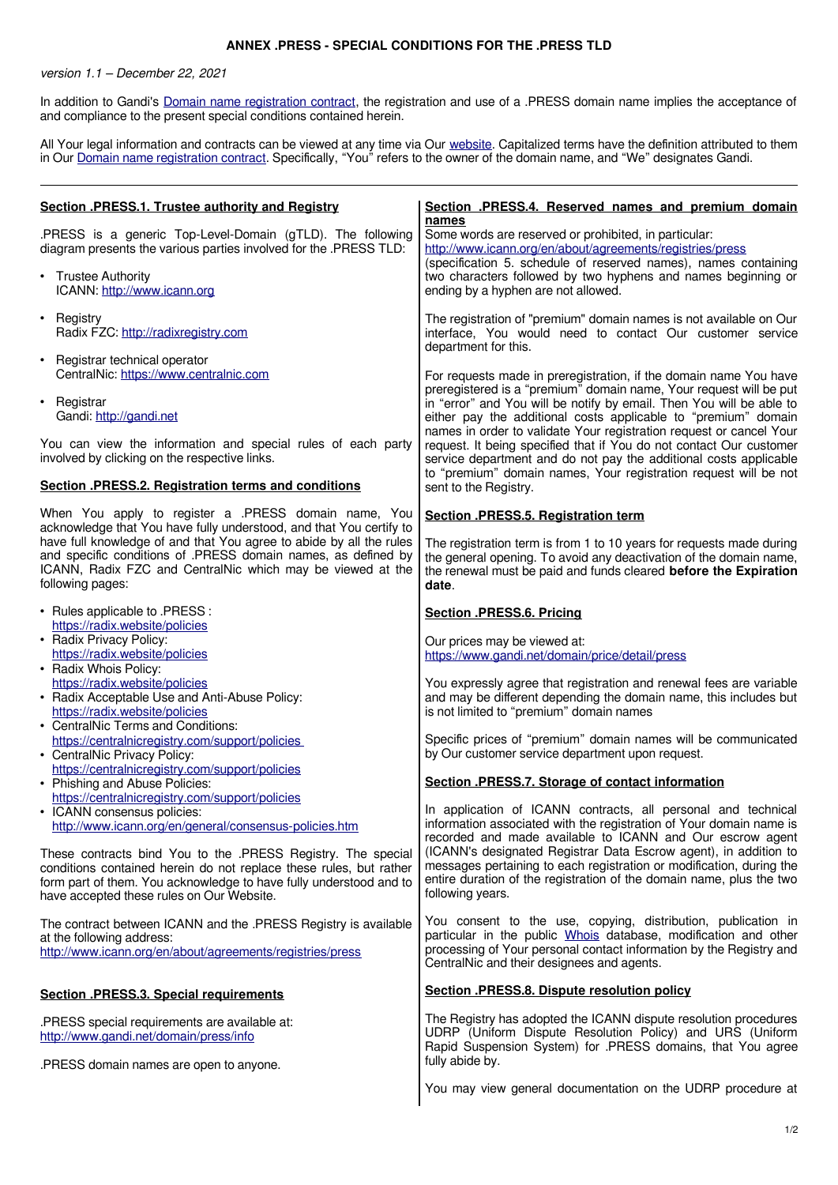# ANNEX .PRESS - SPECIAL CONDITIONS FOR THE .PRESS TLD

*version 1.1 – December 22, 2021*

In addition to Gandi's Domain name registration contract, the registration and use of a .PRESS domain name implies the acceptance of and compliance to the present special conditions contained herein.

All Your legal information and contracts can be viewed at any time via Our website. Capitalized terms have the definition attributed to them in Our Domain name registration contract. Specifically, "You" refers to the owner of the domain name, and "We" designates Gandi.

---

## Section .PRESS.1. Trustee authority and Registry

.PRESS is a generic Top-Level-Domain (gTLD). The following diagram presents the various parties involved for the .PRESS TLD:

- Trustee Authority
  ICANN: http://www.icann.org
- Registry
  Radix FZC: http://radixregistry.com
- Registrar technical operator
  CentralNic: https://www.centralnic.com
- Registrar
  Gandi: http://gandi.net

You can view the information and special rules of each party involved by clicking on the respective links.

## Section .PRESS.2. Registration terms and conditions

When You apply to register a .PRESS domain name, You acknowledge that You have fully understood, and that You certify to have full knowledge of and that You agree to abide by all the rules and specific conditions of .PRESS domain names, as defined by ICANN, Radix FZC and CentralNic which may be viewed at the following pages:

- Rules applicable to .PRESS :
  https://radix.website/policies
- Radix Privacy Policy:
  https://radix.website/policies
- Radix Whois Policy:
  https://radix.website/policies
- Radix Acceptable Use and Anti-Abuse Policy:
  https://radix.website/policies
- CentralNic Terms and Conditions:
  https://centralnicregistry.com/support/policies
- CentralNic Privacy Policy:
  https://centralnicregistry.com/support/policies
- Phishing and Abuse Policies:
  https://centralnicregistry.com/support/policies
- ICANN consensus policies:
  http://www.icann.org/en/general/consensus-policies.htm

These contracts bind You to the .PRESS Registry. The special conditions contained herein do not replace these rules, but rather form part of them. You acknowledge to have fully understood and to have accepted these rules on Our Website.

The contract between ICANN and the .PRESS Registry is available at the following address:
http://www.icann.org/en/about/agreements/registries/press

## Section .PRESS.3. Special requirements

.PRESS special requirements are available at:
http://www.gandi.net/domain/press/info

.PRESS domain names are open to anyone.

## Section .PRESS.4. Reserved names and premium domain names

Some words are reserved or prohibited, in particular:
http://www.icann.org/en/about/agreements/registries/press
(specification 5. schedule of reserved names), names containing two characters followed by two hyphens and names beginning or ending by a hyphen are not allowed.

The registration of "premium" domain names is not available on Our interface, You would need to contact Our customer service department for this.

For requests made in preregistration, if the domain name You have preregistered is a "premium" domain name, Your request will be put in "error" and You will be notify by email. Then You will be able to either pay the additional costs applicable to "premium" domain names in order to validate Your registration request or cancel Your request. It being specified that if You do not contact Our customer service department and do not pay the additional costs applicable to "premium" domain names, Your registration request will be not sent to the Registry.

## Section .PRESS.5. Registration term

The registration term is from 1 to 10 years for requests made during the general opening. To avoid any deactivation of the domain name, the renewal must be paid and funds cleared **before the Expiration date**.

## Section .PRESS.6. Pricing

Our prices may be viewed at:
https://www.gandi.net/domain/price/detail/press

You expressly agree that registration and renewal fees are variable and may be different depending the domain name, this includes but is not limited to "premium" domain names

Specific prices of "premium" domain names will be communicated by Our customer service department upon request.

## Section .PRESS.7. Storage of contact information

In application of ICANN contracts, all personal and technical information associated with the registration of Your domain name is recorded and made available to ICANN and Our escrow agent (ICANN's designated Registrar Data Escrow agent), in addition to messages pertaining to each registration or modification, during the entire duration of the registration of the domain name, plus the two following years.

You consent to the use, copying, distribution, publication in particular in the public Whois database, modification and other processing of Your personal contact information by the Registry and CentralNic and their designees and agents.

## Section .PRESS.8. Dispute resolution policy

The Registry has adopted the ICANN dispute resolution procedures UDRP (Uniform Dispute Resolution Policy) and URS (Uniform Rapid Suspension System) for .PRESS domains, that You agree fully abide by.

You may view general documentation on the UDRP procedure at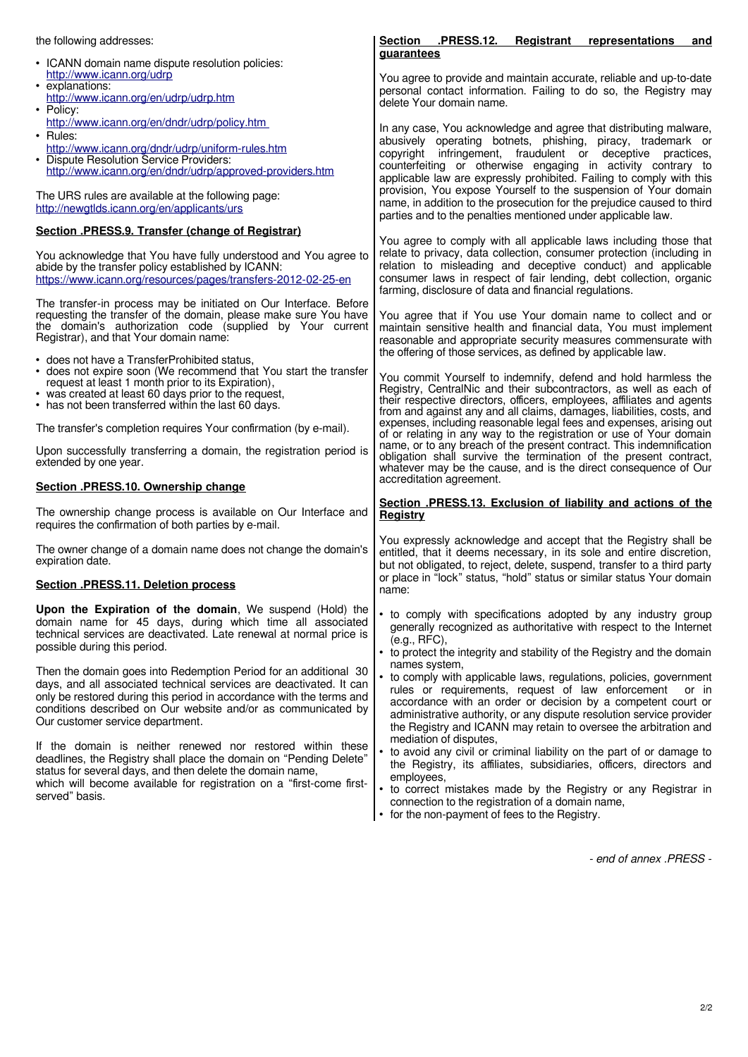the following addresses:

- ICANN domain name dispute resolution policies: http://www.icann.org/udrp
- explanations: http://www.icann.org/en/udrp/udrp.htm
- Policy: http://www.icann.org/en/dndr/udrp/policy.htm
- Rules: http://www.icann.org/dndr/udrp/uniform-rules.htm
- Dispute Resolution Service Providers: http://www.icann.org/en/dndr/udrp/approved-providers.htm

The URS rules are available at the following page: http://newgtlds.icann.org/en/applicants/urs

## Section .PRESS.9. Transfer (change of Registrar)

You acknowledge that You have fully understood and You agree to abide by the transfer policy established by ICANN: https://www.icann.org/resources/pages/transfers-2012-02-25-en

The transfer-in process may be initiated on Our Interface. Before requesting the transfer of the domain, please make sure You have the domain's authorization code (supplied by Your current Registrar), and that Your domain name:

- does not have a TransferProhibited status,
- does not expire soon (We recommend that You start the transfer request at least 1 month prior to its Expiration),
- was created at least 60 days prior to the request,
- has not been transferred within the last 60 days.

The transfer's completion requires Your confirmation (by e-mail).

Upon successfully transferring a domain, the registration period is extended by one year.

## Section .PRESS.10. Ownership change

The ownership change process is available on Our Interface and requires the confirmation of both parties by e-mail.

The owner change of a domain name does not change the domain's expiration date.

## Section .PRESS.11. Deletion process

**Upon the Expiration of the domain**, We suspend (Hold) the domain name for 45 days, during which time all associated technical services are deactivated. Late renewal at normal price is possible during this period.

Then the domain goes into Redemption Period for an additional 30 days, and all associated technical services are deactivated. It can only be restored during this period in accordance with the terms and conditions described on Our website and/or as communicated by Our customer service department.

If the domain is neither renewed nor restored within these deadlines, the Registry shall place the domain on "Pending Delete" status for several days, and then delete the domain name, which will become available for registration on a "first-come first-served" basis.

## Section .PRESS.12. Registrant representations and guarantees

You agree to provide and maintain accurate, reliable and up-to-date personal contact information. Failing to do so, the Registry may delete Your domain name.

In any case, You acknowledge and agree that distributing malware, abusively operating botnets, phishing, piracy, trademark or copyright infringement, fraudulent or deceptive practices, counterfeiting or otherwise engaging in activity contrary to applicable law are expressly prohibited. Failing to comply with this provision, You expose Yourself to the suspension of Your domain name, in addition to the prosecution for the prejudice caused to third parties and to the penalties mentioned under applicable law.

You agree to comply with all applicable laws including those that relate to privacy, data collection, consumer protection (including in relation to misleading and deceptive conduct) and applicable consumer laws in respect of fair lending, debt collection, organic farming, disclosure of data and financial regulations.

You agree that if You use Your domain name to collect and or maintain sensitive health and financial data, You must implement reasonable and appropriate security measures commensurate with the offering of those services, as defined by applicable law.

You commit Yourself to indemnify, defend and hold harmless the Registry, CentralNic and their subcontractors, as well as each of their respective directors, officers, employees, affiliates and agents from and against any and all claims, damages, liabilities, costs, and expenses, including reasonable legal fees and expenses, arising out of or relating in any way to the registration or use of Your domain name, or to any breach of the present contract. This indemnification obligation shall survive the termination of the present contract, whatever may be the cause, and is the direct consequence of Our accreditation agreement.

## Section .PRESS.13. Exclusion of liability and actions of the Registry

You expressly acknowledge and accept that the Registry shall be entitled, that it deems necessary, in its sole and entire discretion, but not obligated, to reject, delete, suspend, transfer to a third party or place in "lock" status, "hold" status or similar status Your domain name:

- to comply with specifications adopted by any industry group generally recognized as authoritative with respect to the Internet (e.g., RFC),
- to protect the integrity and stability of the Registry and the domain names system,
- to comply with applicable laws, regulations, policies, government rules or requirements, request of law enforcement or in accordance with an order or decision by a competent court or administrative authority, or any dispute resolution service provider the Registry and ICANN may retain to oversee the arbitration and mediation of disputes,
- to avoid any civil or criminal liability on the part of or damage to the Registry, its affiliates, subsidiaries, officers, directors and employees,
- to correct mistakes made by the Registry or any Registrar in connection to the registration of a domain name,
- for the non-payment of fees to the Registry.

*- end of annex .PRESS -*